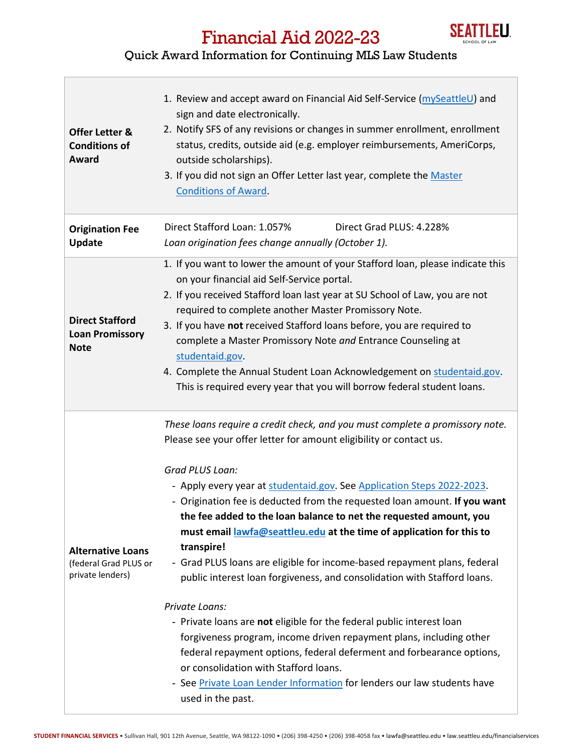# Financial Aid 2022-23

## Quick Award Information for Continuing MLS Law Students

| | |
|---|---|
| **Offer Letter & Conditions of Award** | 1. Review and accept award on Financial Aid Self-Service (mySeattleU) and sign and date electronically.<br>2. Notify SFS of any revisions or changes in summer enrollment, enrollment status, credits, outside aid (e.g. employer reimbursements, AmeriCorps, outside scholarships).<br>3. If you did not sign an Offer Letter last year, complete the Master Conditions of Award. |
| **Origination Fee Update** | Direct Stafford Loan: 1.057% Direct Grad PLUS: 4.228%<br>*Loan origination fees change annually (October 1).* |
| **Direct Stafford Loan Promissory Note** | 1. If you want to lower the amount of your Stafford loan, please indicate this on your financial aid Self-Service portal.<br>2. If you received Stafford loan last year at SU School of Law, you are not required to complete another Master Promissory Note.<br>3. If you have **not** received Stafford loans before, you are required to complete a Master Promissory Note *and* Entrance Counseling at studentaid.gov.<br>4. Complete the Annual Student Loan Acknowledgement on studentaid.gov. This is required every year that you will borrow federal student loans. |
| **Alternative Loans** (federal Grad PLUS or private lenders) | *These loans require a credit check, and you must complete a promissory note.* Please see your offer letter for amount eligibility or contact us.<br><br>*Grad PLUS Loan:*<br>- Apply every year at studentaid.gov. See Application Steps 2022-2023.<br>- Origination fee is deducted from the requested loan amount. **If you want the fee added to the loan balance to net the requested amount, you must email lawfa@seattleu.edu at the time of application for this to transpire!**<br>- Grad PLUS loans are eligible for income-based repayment plans, federal public interest loan forgiveness, and consolidation with Stafford loans.<br><br>*Private Loans:*<br>- Private loans are **not** eligible for the federal public interest loan forgiveness program, income driven repayment plans, including other federal repayment options, federal deferment and forbearance options, or consolidation with Stafford loans.<br>- See Private Loan Lender Information for lenders our law students have used in the past. |

**STUDENT FINANCIAL SERVICES** • Sullivan Hall, 901 12th Avenue, Seattle, WA 98122-1090 • (206) 398-4250 • (206) 398-4058 fax • lawfa@seattleu.edu • law.seattleu.edu/financialservices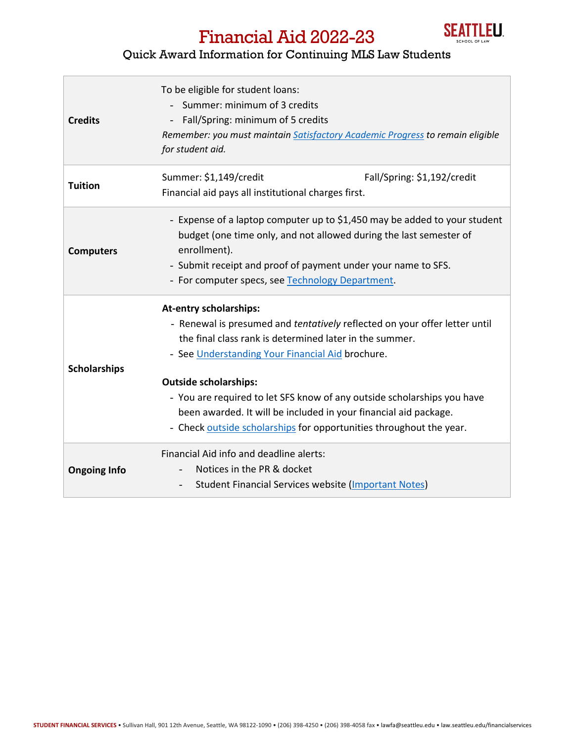# Financial Aid 2022-23

## Quick Award Information for Continuing MLS Law Students

| | |
|---|---|
| **Credits** | To be eligible for student loans:<br>- Summer: minimum of 3 credits<br>- Fall/Spring: minimum of 5 credits<br>*Remember: you must maintain Satisfactory Academic Progress to remain eligible for student aid.* |
| **Tuition** | Summer: $1,149/credit Fall/Spring: $1,192/credit<br>Financial aid pays all institutional charges first. |
| **Computers** | - Expense of a laptop computer up to $1,450 may be added to your student budget (one time only, and not allowed during the last semester of enrollment).<br>- Submit receipt and proof of payment under your name to SFS.<br>- For computer specs, see Technology Department. |
| **Scholarships** | **At-entry scholarships:**<br>- Renewal is presumed and *tentatively* reflected on your offer letter until the final class rank is determined later in the summer.<br>- See Understanding Your Financial Aid brochure.<br><br>**Outside scholarships:**<br>- You are required to let SFS know of any outside scholarships you have been awarded. It will be included in your financial aid package.<br>- Check outside scholarships for opportunities throughout the year. |
| **Ongoing Info** | Financial Aid info and deadline alerts:<br>- Notices in the PR & docket<br>- Student Financial Services website (Important Notes) |

**STUDENT FINANCIAL SERVICES** • Sullivan Hall, 901 12th Avenue, Seattle, WA 98122-1090 • (206) 398-4250 • (206) 398-4058 fax • lawfa@seattleu.edu • law.seattleu.edu/financialservices